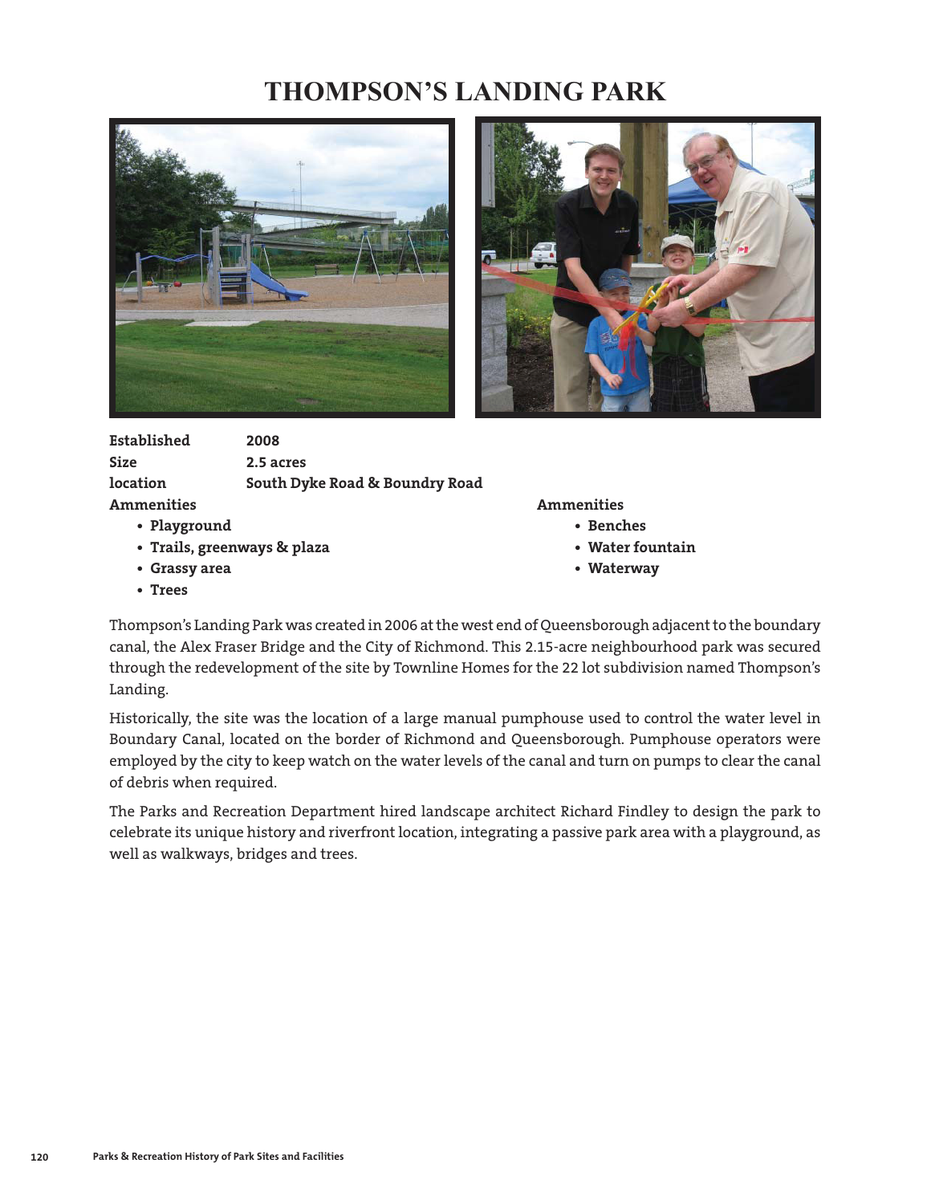# THOMPSON'S LANDING PARK

**Established** **2008**
**Size** **2.5 acres**
**location** **South Dyke Road & Boundry Road**

**Ammenities**

- **Playground**
- **Trails, greenways & plaza**
- **Grassy area**
- **Trees**

**Ammenities**

- **Benches**
- **Water fountain**
- **Waterway**

Thompson's Landing Park was created in 2006 at the west end of Queensborough adjacent to the boundary canal, the Alex Fraser Bridge and the City of Richmond. This 2.15-acre neighbourhood park was secured through the redevelopment of the site by Townline Homes for the 22 lot subdivision named Thompson's Landing.

Historically, the site was the location of a large manual pumphouse used to control the water level in Boundary Canal, located on the border of Richmond and Queensborough. Pumphouse operators were employed by the city to keep watch on the water levels of the canal and turn on pumps to clear the canal of debris when required.

The Parks and Recreation Department hired landscape architect Richard Findley to design the park to celebrate its unique history and riverfront location, integrating a passive park area with a playground, as well as walkways, bridges and trees.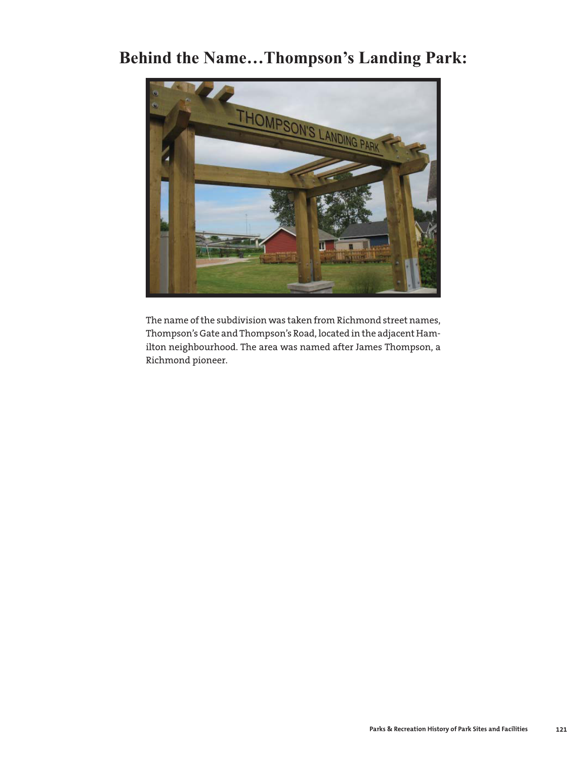# Behind the Name…Thompson's Landing Park:

The name of the subdivision was taken from Richmond street names, Thompson's Gate and Thompson's Road, located in the adjacent Hamilton neighbourhood. The area was named after James Thompson, a Richmond pioneer.